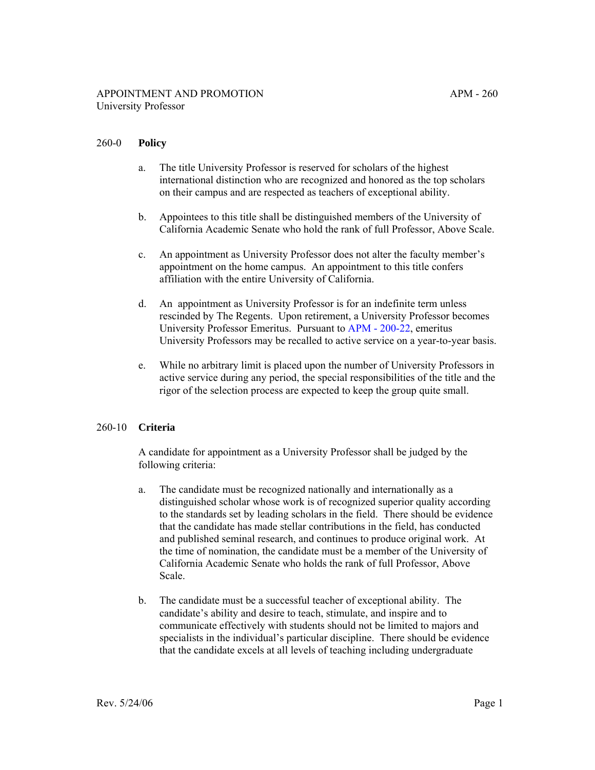APPOINTMENT AND PROMOTION APM - 260

University Professor

## 260-0 Policy

a. The title University Professor is reserved for scholars of the highest international distinction who are recognized and honored as the top scholars on their campus and are respected as teachers of exceptional ability.

b. Appointees to this title shall be distinguished members of the University of California Academic Senate who hold the rank of full Professor, Above Scale.

c. An appointment as University Professor does not alter the faculty member's appointment on the home campus. An appointment to this title confers affiliation with the entire University of California.

d. An appointment as University Professor is for an indefinite term unless rescinded by The Regents. Upon retirement, a University Professor becomes University Professor Emeritus. Pursuant to APM - 200-22, emeritus University Professors may be recalled to active service on a year-to-year basis.

e. While no arbitrary limit is placed upon the number of University Professors in active service during any period, the special responsibilities of the title and the rigor of the selection process are expected to keep the group quite small.

## 260-10 Criteria

A candidate for appointment as a University Professor shall be judged by the following criteria:

a. The candidate must be recognized nationally and internationally as a distinguished scholar whose work is of recognized superior quality according to the standards set by leading scholars in the field. There should be evidence that the candidate has made stellar contributions in the field, has conducted and published seminal research, and continues to produce original work. At the time of nomination, the candidate must be a member of the University of California Academic Senate who holds the rank of full Professor, Above Scale.

b. The candidate must be a successful teacher of exceptional ability. The candidate's ability and desire to teach, stimulate, and inspire and to communicate effectively with students should not be limited to majors and specialists in the individual's particular discipline. There should be evidence that the candidate excels at all levels of teaching including undergraduate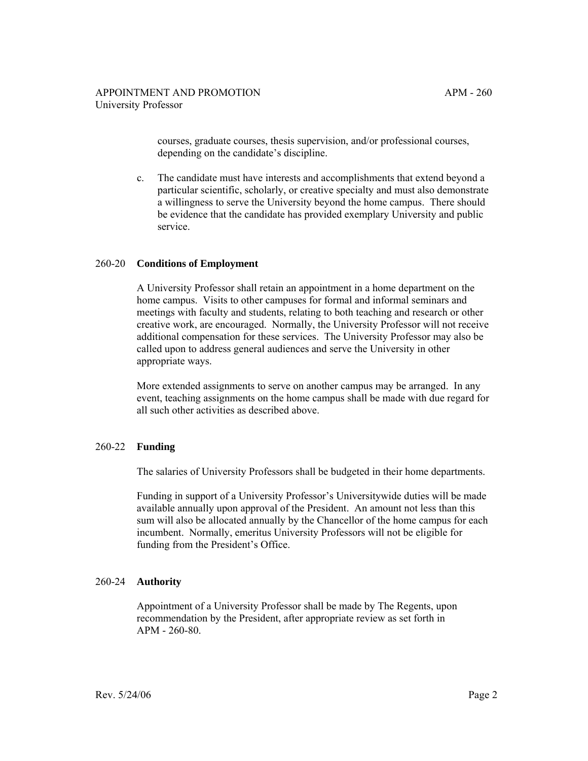courses, graduate courses, thesis supervision, and/or professional courses, depending on the candidate's discipline.

c. The candidate must have interests and accomplishments that extend beyond a particular scientific, scholarly, or creative specialty and must also demonstrate a willingness to serve the University beyond the home campus. There should be evidence that the candidate has provided exemplary University and public service.

## 260-20 **Conditions of Employment**

A University Professor shall retain an appointment in a home department on the home campus. Visits to other campuses for formal and informal seminars and meetings with faculty and students, relating to both teaching and research or other creative work, are encouraged. Normally, the University Professor will not receive additional compensation for these services. The University Professor may also be called upon to address general audiences and serve the University in other appropriate ways.

More extended assignments to serve on another campus may be arranged. In any event, teaching assignments on the home campus shall be made with due regard for all such other activities as described above.

## 260-22 **Funding**

The salaries of University Professors shall be budgeted in their home departments.

Funding in support of a University Professor's Universitywide duties will be made available annually upon approval of the President. An amount not less than this sum will also be allocated annually by the Chancellor of the home campus for each incumbent. Normally, emeritus University Professors will not be eligible for funding from the President's Office.

## 260-24 **Authority**

Appointment of a University Professor shall be made by The Regents, upon recommendation by the President, after appropriate review as set forth in APM - 260-80.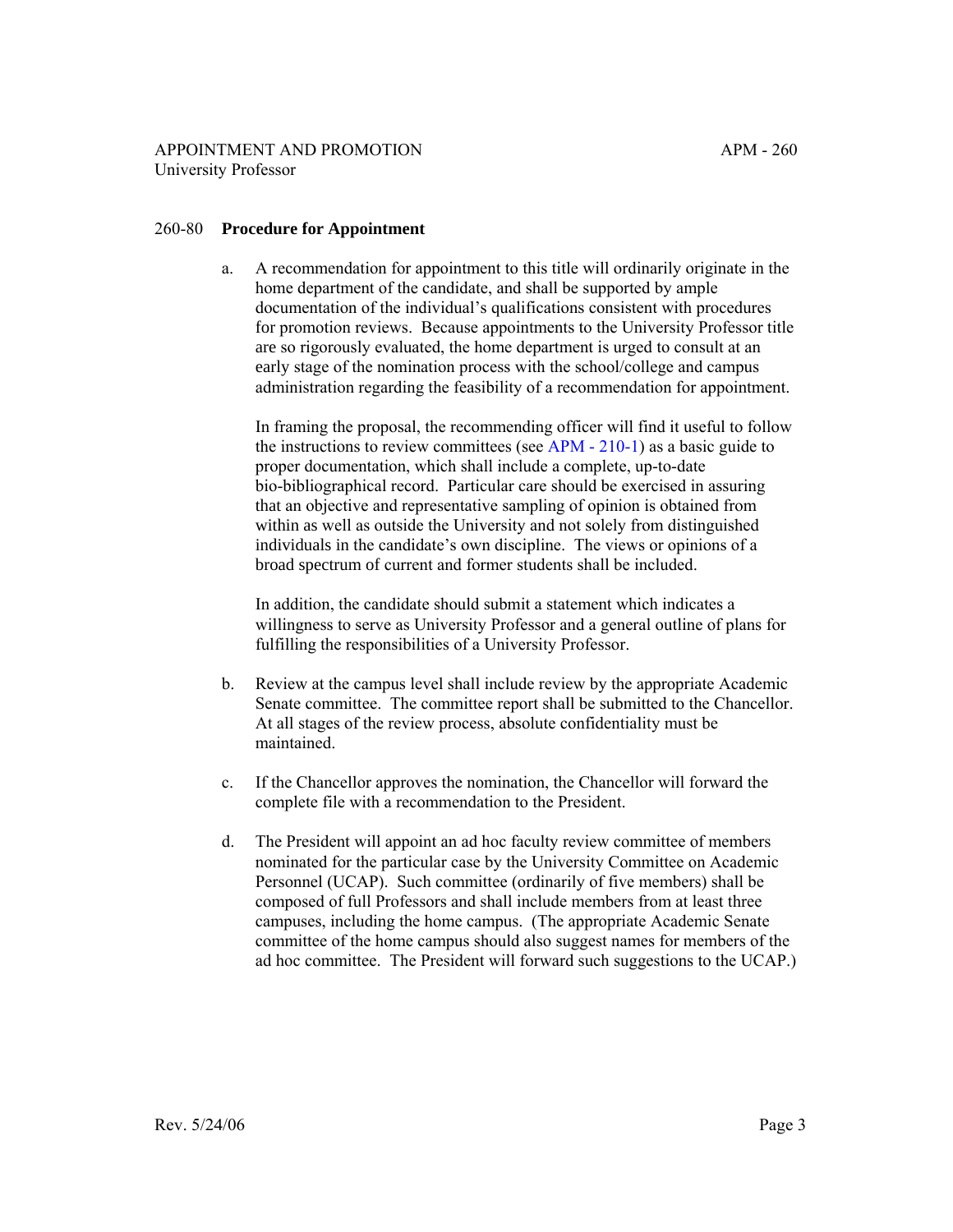## 260-80 Procedure for Appointment

a. A recommendation for appointment to this title will ordinarily originate in the home department of the candidate, and shall be supported by ample documentation of the individual's qualifications consistent with procedures for promotion reviews. Because appointments to the University Professor title are so rigorously evaluated, the home department is urged to consult at an early stage of the nomination process with the school/college and campus administration regarding the feasibility of a recommendation for appointment.

   In framing the proposal, the recommending officer will find it useful to follow the instructions to review committees (see APM - 210-1) as a basic guide to proper documentation, which shall include a complete, up-to-date bio-bibliographical record. Particular care should be exercised in assuring that an objective and representative sampling of opinion is obtained from within as well as outside the University and not solely from distinguished individuals in the candidate's own discipline. The views or opinions of a broad spectrum of current and former students shall be included.

   In addition, the candidate should submit a statement which indicates a willingness to serve as University Professor and a general outline of plans for fulfilling the responsibilities of a University Professor.

b. Review at the campus level shall include review by the appropriate Academic Senate committee. The committee report shall be submitted to the Chancellor. At all stages of the review process, absolute confidentiality must be maintained.

c. If the Chancellor approves the nomination, the Chancellor will forward the complete file with a recommendation to the President.

d. The President will appoint an ad hoc faculty review committee of members nominated for the particular case by the University Committee on Academic Personnel (UCAP). Such committee (ordinarily of five members) shall be composed of full Professors and shall include members from at least three campuses, including the home campus. (The appropriate Academic Senate committee of the home campus should also suggest names for members of the ad hoc committee. The President will forward such suggestions to the UCAP.)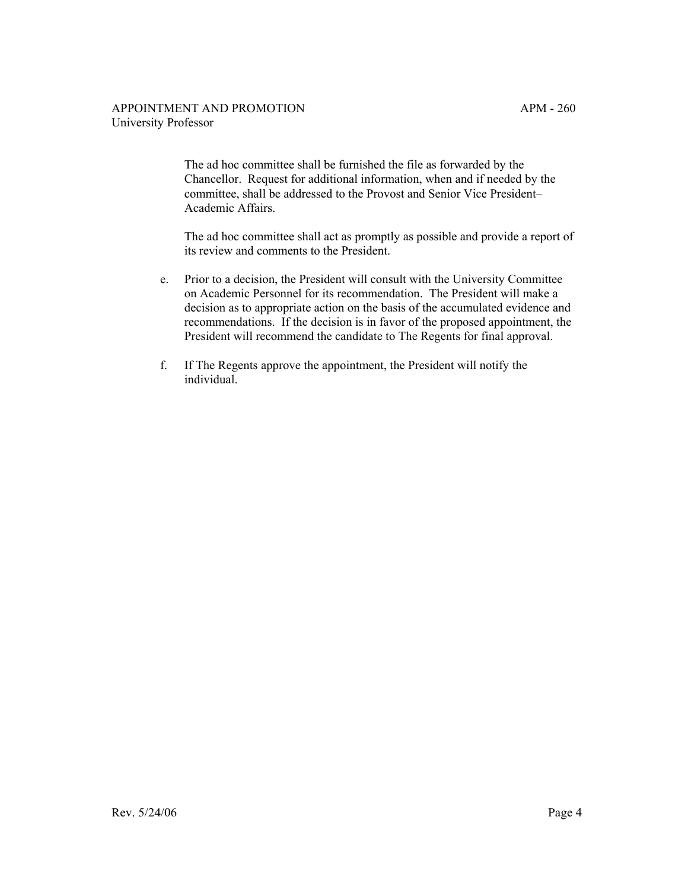The ad hoc committee shall be furnished the file as forwarded by the Chancellor. Request for additional information, when and if needed by the committee, shall be addressed to the Provost and Senior Vice President–Academic Affairs.

The ad hoc committee shall act as promptly as possible and provide a report of its review and comments to the President.

e. Prior to a decision, the President will consult with the University Committee on Academic Personnel for its recommendation. The President will make a decision as to appropriate action on the basis of the accumulated evidence and recommendations. If the decision is in favor of the proposed appointment, the President will recommend the candidate to The Regents for final approval.

f. If The Regents approve the appointment, the President will notify the individual.